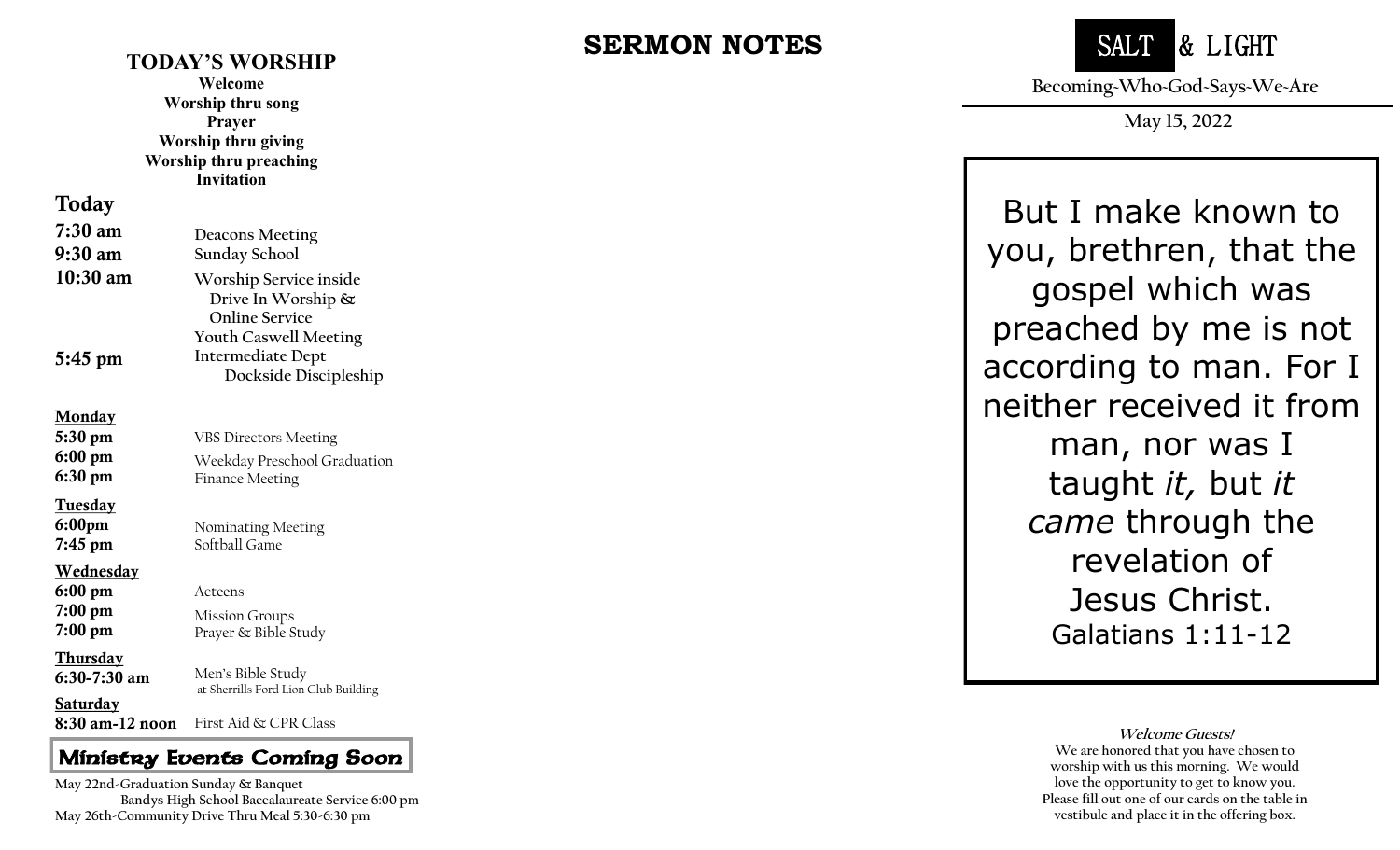## TODAY'S WORSHIP

**Welcome**
**Worship thru song**
**Prayer**
**Worship thru giving**
**Worship thru preaching**
**Invitation**

### Today

| | |
|---|---|
| **7:30 am** | Deacons Meeting |
| **9:30 am** | Sunday School |
| **10:30 am** | Worship Service inside Drive In Worship & Online Service |
| | Youth Caswell Meeting |
| **5:45 pm** | Intermediate Dept Dockside Discipleship |

**Monday**

| | |
|---|---|
| **5:30 pm** | VBS Directors Meeting |
| **6:00 pm** | Weekday Preschool Graduation |
| **6:30 pm** | Finance Meeting |

**Tuesday**

| | |
|---|---|
| **6:00pm** | Nominating Meeting |
| **7:45 pm** | Softball Game |

**Wednesday**

| | |
|---|---|
| **6:00 pm** | Acteens |
| **7:00 pm** | Mission Groups |
| **7:00 pm** | Prayer & Bible Study |

**Thursday**

| | |
|---|---|
| **6:30-7:30 am** | Men's Bible Study at Sherrills Ford Lion Club Building |

**Saturday**

| | |
|---|---|
| **8:30 am-12 noon** | First Aid & CPR Class |

### Ministry Events Coming Soon

**May 22nd-Graduation Sunday & Banquet**
**Bandys High School Baccalaureate Service 6:00 pm**
**May 26th-Community Drive Thru Meal 5:30-6:30 pm**

## SERMON NOTES

# SALT & LIGHT

**Becoming-Who-God-Says-We-Are**

**May 15, 2022**

But I make known to you, brethren, that the gospel which was preached by me is not according to man. For I neither received it from man, nor was I taught *it,* but *it came* through the revelation of Jesus Christ.
Galatians 1:11-12

***Welcome Guests!***
**We are honored that you have chosen to worship with us this morning. We would love the opportunity to get to know you. Please fill out one of our cards on the table in vestibule and place it in the offering box.**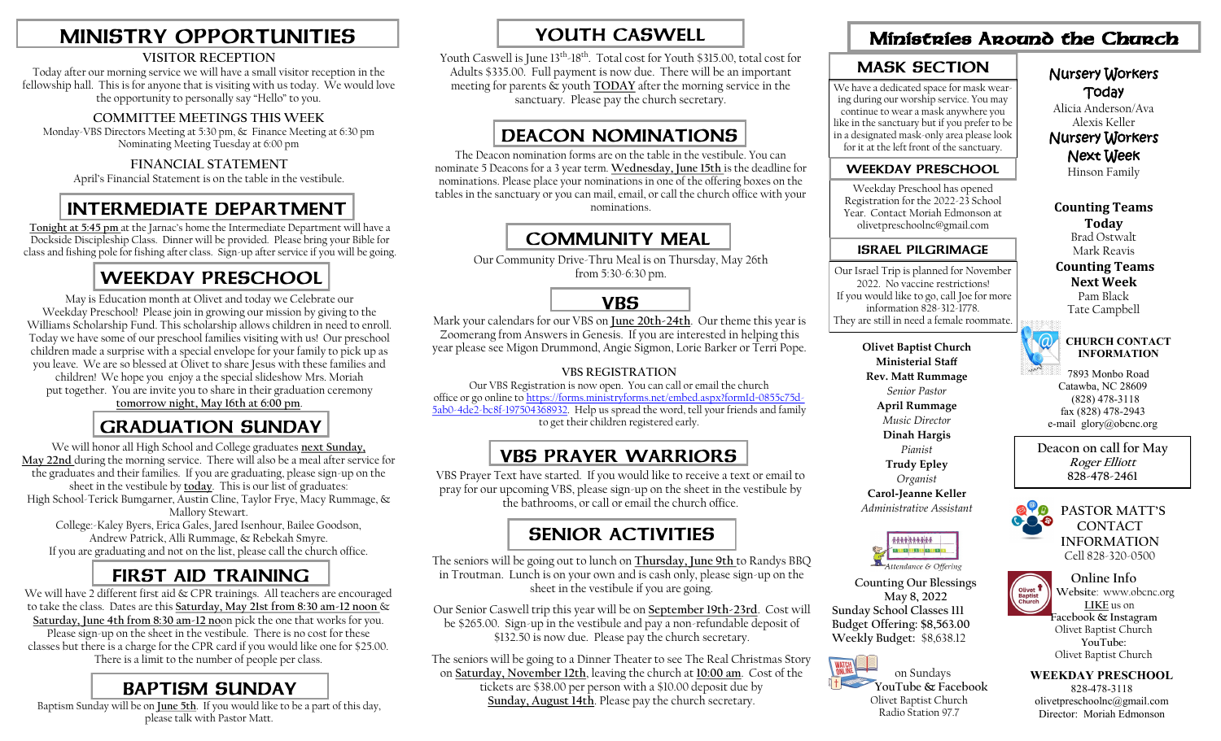# MINISTRY OPPORTUNITIES

### VISITOR RECEPTION

Today after our morning service we will have a small visitor reception in the fellowship hall. This is for anyone that is visiting with us today. We would love the opportunity to personally say "Hello" to you.

### COMMITTEE MEETINGS THIS WEEK

Monday-VBS Directors Meeting at 5:30 pm, & Finance Meeting at 6:30 pm
Nominating Meeting Tuesday at 6:00 pm

### FINANCIAL STATEMENT

April's Financial Statement is on the table in the vestibule.

## INTERMEDIATE DEPARTMENT

**Tonight at 5:45 pm** at the Jarnac's home the Intermediate Department will have a Dockside Discipleship Class. Dinner will be provided. Please bring your Bible for class and fishing pole for fishing after class. Sign-up after service if you will be going.

## WEEKDAY PRESCHOOL

May is Education month at Olivet and today we Celebrate our Weekday Preschool! Please join in growing our mission by giving to the Williams Scholarship Fund. This scholarship allows children in need to enroll. Today we have some of our preschool families visiting with us! Our preschool children made a surprise with a special envelope for your family to pick up as you leave. We are so blessed at Olivet to share Jesus with these families and children! We hope you enjoy a the special slideshow Mrs. Moriah put together. You are invite you to share in their graduation ceremony **tomorrow night, May 16th at 6:00 pm**.

## GRADUATION SUNDAY

We will honor all High School and College graduates **next Sunday, May 22nd** during the morning service. There will also be a meal after service for the graduates and their families. If you are graduating, please sign-up on the sheet in the vestibule by **today**. This is our list of graduates:
High School-Terick Bumgarner, Austin Cline, Taylor Frye, Macy Rummage, & Mallory Stewart.
College:-Kaley Byers, Erica Gales, Jared Isenhour, Bailee Goodson, Andrew Patrick, Alli Rummage, & Rebekah Smyre.
If you are graduating and not on the list, please call the church office.

## FIRST AID TRAINING

We will have 2 different first aid & CPR trainings. All teachers are encouraged to take the class. Dates are this **Saturday, May 21st from 8:30 am-12 noon** & **Saturday, June 4th from 8:30 am-12 noo**n pick the one that works for you. Please sign-up on the sheet in the vestibule. There is no cost for these classes but there is a charge for the CPR card if you would like one for $25.00. There is a limit to the number of people per class.

## BAPTISM SUNDAY

Baptism Sunday will be on **June 5th**. If you would like to be a part of this day, please talk with Pastor Matt.

## YOUTH CASWELL

Youth Caswell is June 13th-18th. Total cost for Youth $315.00, total cost for Adults $335.00. Full payment is now due. There will be an important meeting for parents & youth **TODAY** after the morning service in the sanctuary. Please pay the church secretary.

## DEACON NOMINATIONS

The Deacon nomination forms are on the table in the vestibule. You can nominate 5 Deacons for a 3 year term. **Wednesday, June 15th** is the deadline for nominations. Please place your nominations in one of the offering boxes on the tables in the sanctuary or you can mail, email, or call the church office with your nominations.

## COMMUNITY MEAL

Our Community Drive-Thru Meal is on Thursday, May 26th from 5:30-6:30 pm.

## VBS

Mark your calendars for our VBS on **June 20th-24th**. Our theme this year is Zoomerang from Answers in Genesis. If you are interested in helping this year please see Migon Drummond, Angie Sigmon, Lorie Barker or Terri Pope.

### VBS REGISTRATION

Our VBS Registration is now open. You can call or email the church office or go online to https://forms.ministryforms.net/embed.aspx?formId-0855c75d-5ab0-4de2-bc8f-197504368932. Help us spread the word, tell your friends and family to get their children registered early.

## VBS PRAYER WARRIORS

VBS Prayer Text have started. If you would like to receive a text or email to pray for our upcoming VBS, please sign-up on the sheet in the vestibule by the bathrooms, or call or email the church office.

## SENIOR ACTIVITIES

The seniors will be going out to lunch on **Thursday, June 9th** to Randys BBQ in Troutman. Lunch is on your own and is cash only, please sign-up on the sheet in the vestibule if you are going.

Our Senior Caswell trip this year will be on **September 19th-23rd**. Cost will be $265.00. Sign-up in the vestibule and pay a non-refundable deposit of $132.50 is now due. Please pay the church secretary.

The seniors will be going to a Dinner Theater to see The Real Christmas Story on **Saturday, November 12th**, leaving the church at **10:00 am**. Cost of the tickets are $38.00 per person with a $10.00 deposit due by **Sunday, August 14th**. Please pay the church secretary.

# Ministries Around the Church

## MASK SECTION

We have a dedicated space for mask wearing during our worship service. You may continue to wear a mask anywhere you like in the sanctuary but if you prefer to be in a designated mask-only area please look for it at the left front of the sanctuary.

## WEEKDAY PRESCHOOL

Weekday Preschool has opened Registration for the 2022-23 School Year. Contact Moriah Edmonson at olivetpreschoolnc@gmail.com

## ISRAEL PILGRIMAGE

Our Israel Trip is planned for November 2022. No vaccine restrictions! If you would like to go, call Joe for more information 828-312-1778. They are still in need a female roommate.

**Olivet Baptist Church**
**Ministerial Staff**
**Rev. Matt Rummage**
*Senior Pastor*
**April Rummage**
*Music Director*
**Dinah Hargis**
*Pianist*
**Trudy Epley**
*Organist*
**Carol-Jeanne Keller**
*Administrative Assistant*

Attendance & Offering

**Counting Our Blessings**
**May 8, 2022**
**Sunday School Classes 111**
**Budget Offering: $8,563.00**
**Weekly Budget:** $8,638.12

WATCH ONLINE on Sundays
**YouTube & Facebook**
Olivet Baptist Church
Radio Station 97.7

### Nursery Workers Today

Alicia Anderson/Ava Alexis Keller

### Nursery Workers Next Week

Hinson Family

**Counting Teams Today**
Brad Ostwalt
Mark Reavis

**Counting Teams Next Week**
Pam Black
Tate Campbell

**CHURCH CONTACT INFORMATION**

7893 Monbo Road
Catawba, NC 28609
(828) 478-3118
fax (828) 478-2943
e-mail glory@obcnc.org

Deacon on call for May
*Roger Elliott*
828-478-2461

PASTOR MATT'S CONTACT INFORMATION
Cell 828-320-0500

**Online Info**
Website: www.obcnc.org
LIKE us on
Facebook & Instagram
Olivet Baptist Church
YouTube:
Olivet Baptist Church

**WEEKDAY PRESCHOOL**
828-478-3118
olivetpreschoolnc@gmail.com
Director: Moriah Edmonson